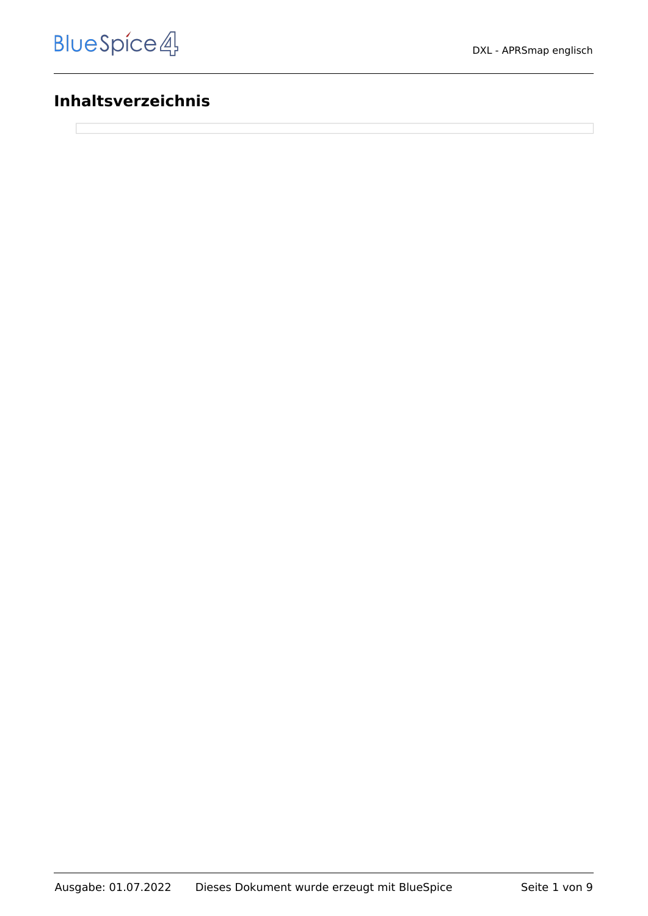# Inhaltsverzeichnis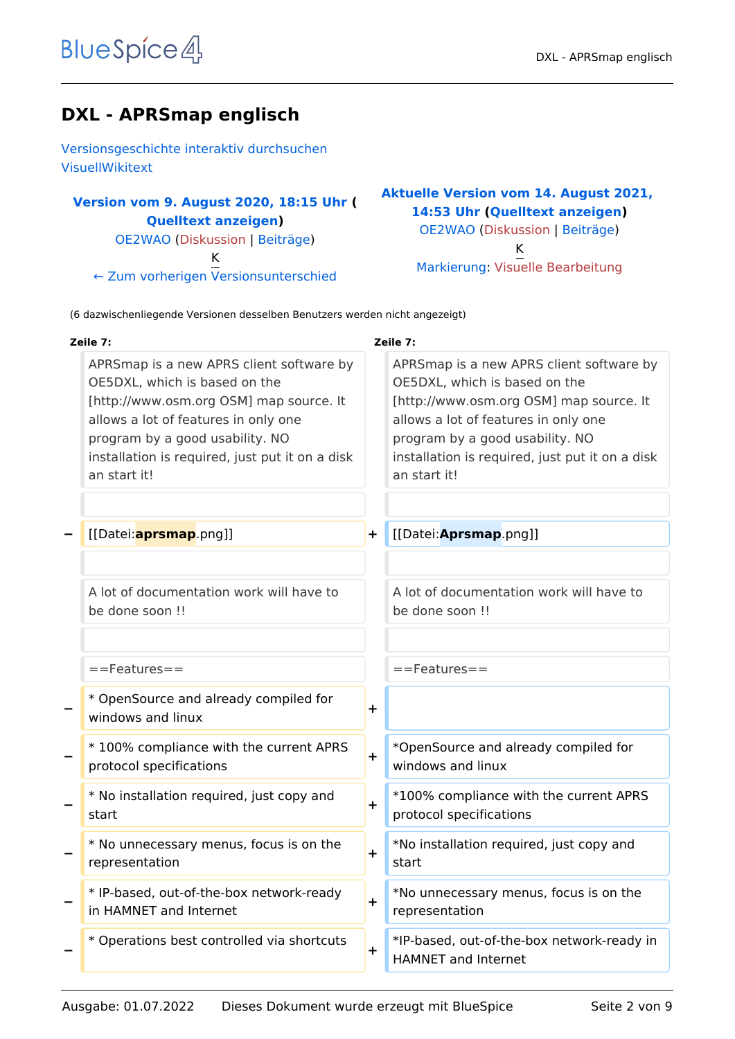## DXL - APRSmap englisch

Versionsgeschichte interaktiv durchsuchen
VisuellWikitext

| Version vom 9. August 2020, 18:15 Uhr (Quelltext anzeigen) | Aktuelle Version vom 14. August 2021, 14:53 Uhr (Quelltext anzeigen) |
|---|---|
| OE2WAO (Diskussion \| Beiträge) | OE2WAO (Diskussion \| Beiträge) |
| K | K |
| ← Zum vorherigen Versionsunterschied | Markierung: Visuelle Bearbeitung |

(6 dazwischenliegende Versionen desselben Benutzers werden nicht angezeigt)

| | Zeile 7: | | Zeile 7: |
|---|---|---|---|
| | APRSmap is a new APRS client software by OE5DXL, which is based on the [http://www.osm.org OSM] map source. It allows a lot of features in only one program by a good usability. NO installation is required, just put it on a disk an start it! | | APRSmap is a new APRS client software by OE5DXL, which is based on the [http://www.osm.org OSM] map source. It allows a lot of features in only one program by a good usability. NO installation is required, just put it on a disk an start it! |
| | | | |
| − | [[Datei:**aprsmap**.png]] | + | [[Datei:**Aprsmap**.png]] |
| | | | |
| | A lot of documentation work will have to be done soon !! | | A lot of documentation work will have to be done soon !! |
| | | | |
| | ==Features== | | ==Features== |
| − | * OpenSource and already compiled for windows and linux | + | |
| − | * 100% compliance with the current APRS protocol specifications | + | *OpenSource and already compiled for windows and linux |
| − | * No installation required, just copy and start | + | *100% compliance with the current APRS protocol specifications |
| − | * No unnecessary menus, focus is on the representation | + | *No installation required, just copy and start |
| − | * IP-based, out-of-the-box network-ready in HAMNET and Internet | + | *No unnecessary menus, focus is on the representation |
| − | * Operations best controlled via shortcuts | + | *IP-based, out-of-the-box network-ready in HAMNET and Internet |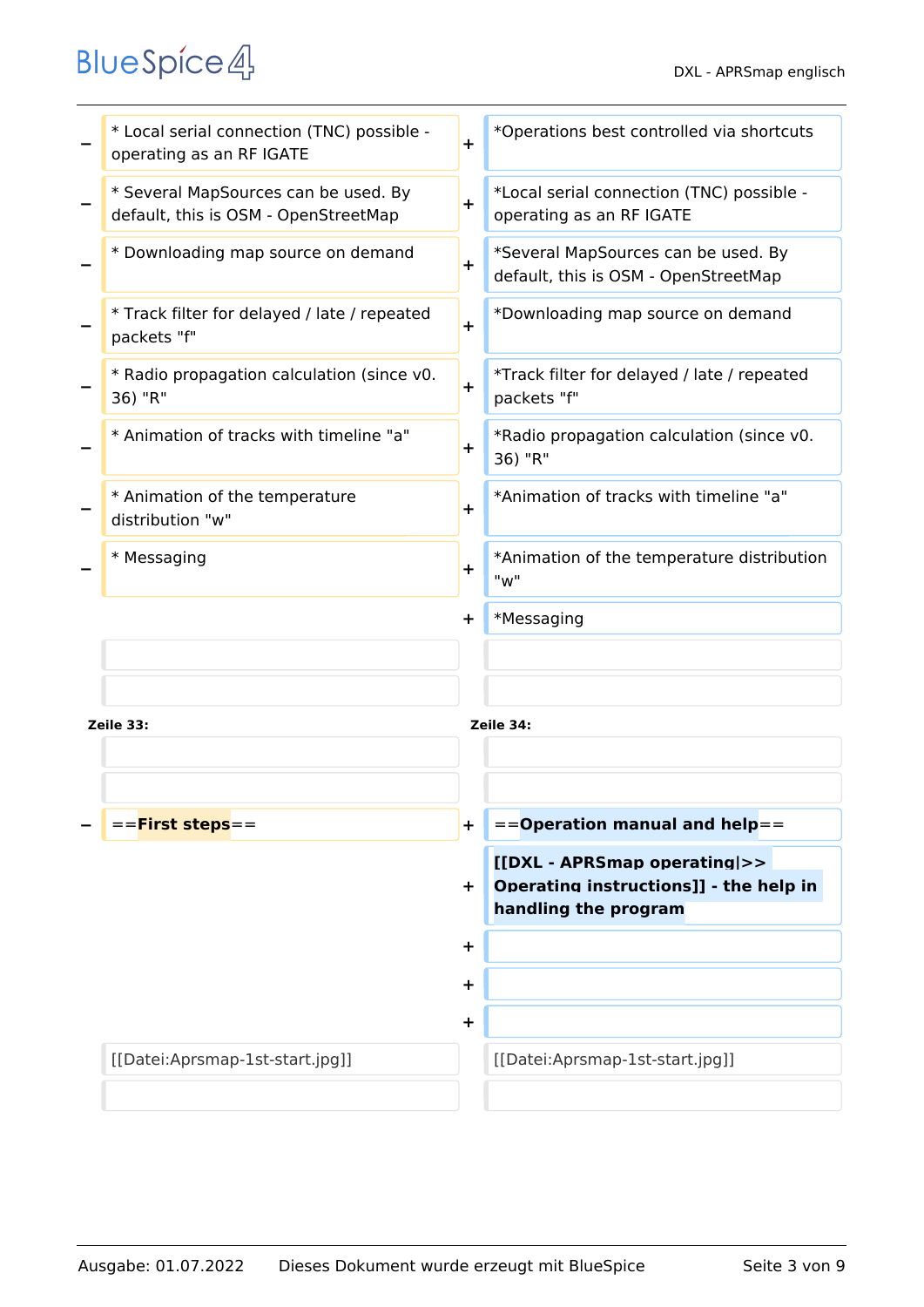| | Old version | | New version |
|---|---|---|---|
| − | * Local serial connection (TNC) possible - operating as an RF IGATE | + | *Operations best controlled via shortcuts |
| − | * Several MapSources can be used. By default, this is OSM - OpenStreetMap | + | *Local serial connection (TNC) possible - operating as an RF IGATE |
| − | * Downloading map source on demand | + | *Several MapSources can be used. By default, this is OSM - OpenStreetMap |
| − | * Track filter for delayed / late / repeated packets "f" | + | *Downloading map source on demand |
| − | * Radio propagation calculation (since v0.36) "R" | + | *Track filter for delayed / late / repeated packets "f" |
| − | * Animation of tracks with timeline "a" | + | *Radio propagation calculation (since v0.36) "R" |
| − | * Animation of the temperature distribution "w" | + | *Animation of tracks with timeline "a" |
| − | * Messaging | + | *Animation of the temperature distribution "w" |
| | | + | *Messaging |
| | | | |
| | | | |
| | **Zeile 33:** | | **Zeile 34:** |
| | | | |
| | | | |
| − | ==**First steps**== | + | ==**Operation manual and help**== |
| | | + | **[[DXL - APRSmap operating\|>> Operating instructions]] - the help in handling the program** |
| | | + | |
| | | + | |
| | | + | |
| | [[Datei:Aprsmap-1st-start.jpg]] | | [[Datei:Aprsmap-1st-start.jpg]] |
| | | | |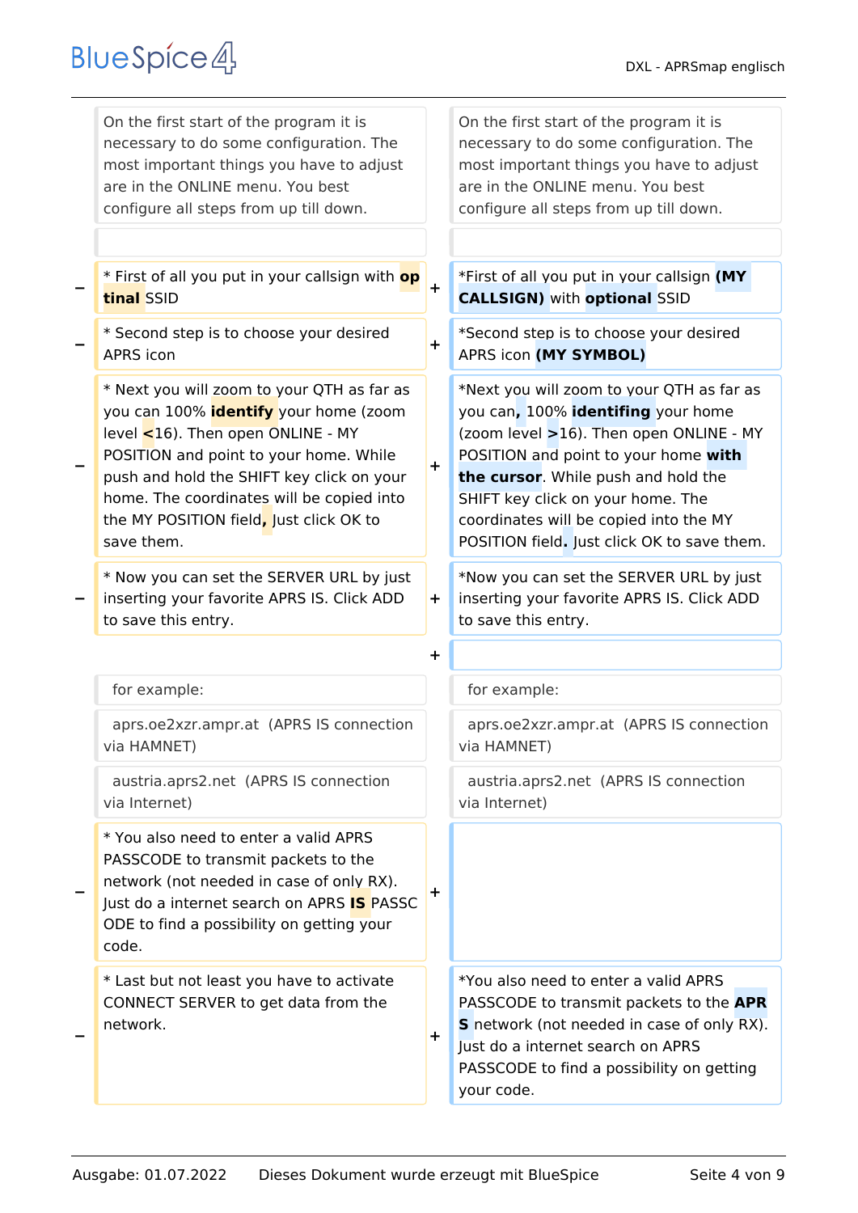| | Old version | | New version |
|---|---|---|---|
| | On the first start of the program it is necessary to do some configuration. The most important things you have to adjust are in the ONLINE menu. You best configure all steps from up till down. | | On the first start of the program it is necessary to do some configuration. The most important things you have to adjust are in the ONLINE menu. You best configure all steps from up till down. |
| | | | |
| − | * First of all you put in your callsign with **optinal** SSID | + | *First of all you put in your callsign **(MY CALLSIGN)** with **optional** SSID |
| − | * Second step is to choose your desired APRS icon | + | *Second step is to choose your desired APRS icon **(MY SYMBOL)** |
| − | * Next you will zoom to your QTH as far as you can 100% **identify** your home (zoom level **<**16). Then open ONLINE - MY POSITION and point to your home. While push and hold the SHIFT key click on your home. The coordinates will be copied into the MY POSITION field**,** Just click OK to save them. | + | *Next you will zoom to your QTH as far as you can**,** 100% **identifing** your home (zoom level **>**16). Then open ONLINE - MY POSITION and point to your home **with the cursor**. While push and hold the SHIFT key click on your home. The coordinates will be copied into the MY POSITION field**.** Just click OK to save them. |
| − | * Now you can set the SERVER URL by just inserting your favorite APRS IS. Click ADD to save this entry. | + | *Now you can set the SERVER URL by just inserting your favorite APRS IS. Click ADD to save this entry. |
| | | + | |
| | for example: | | for example: |
| | aprs.oe2xzr.ampr.at (APRS IS connection via HAMNET) | | aprs.oe2xzr.ampr.at (APRS IS connection via HAMNET) |
| | austria.aprs2.net (APRS IS connection via Internet) | | austria.aprs2.net (APRS IS connection via Internet) |
| − | * You also need to enter a valid APRS PASSCODE to transmit packets to the network (not needed in case of only RX). Just do a internet search on APRS **IS** PASSCODE to find a possibility on getting your code. | + | |
| − | * Last but not least you have to activate CONNECT SERVER to get data from the network. | + | *You also need to enter a valid APRS PASSCODE to transmit packets to the **APRS** network (not needed in case of only RX). Just do a internet search on APRS PASSCODE to find a possibility on getting your code. |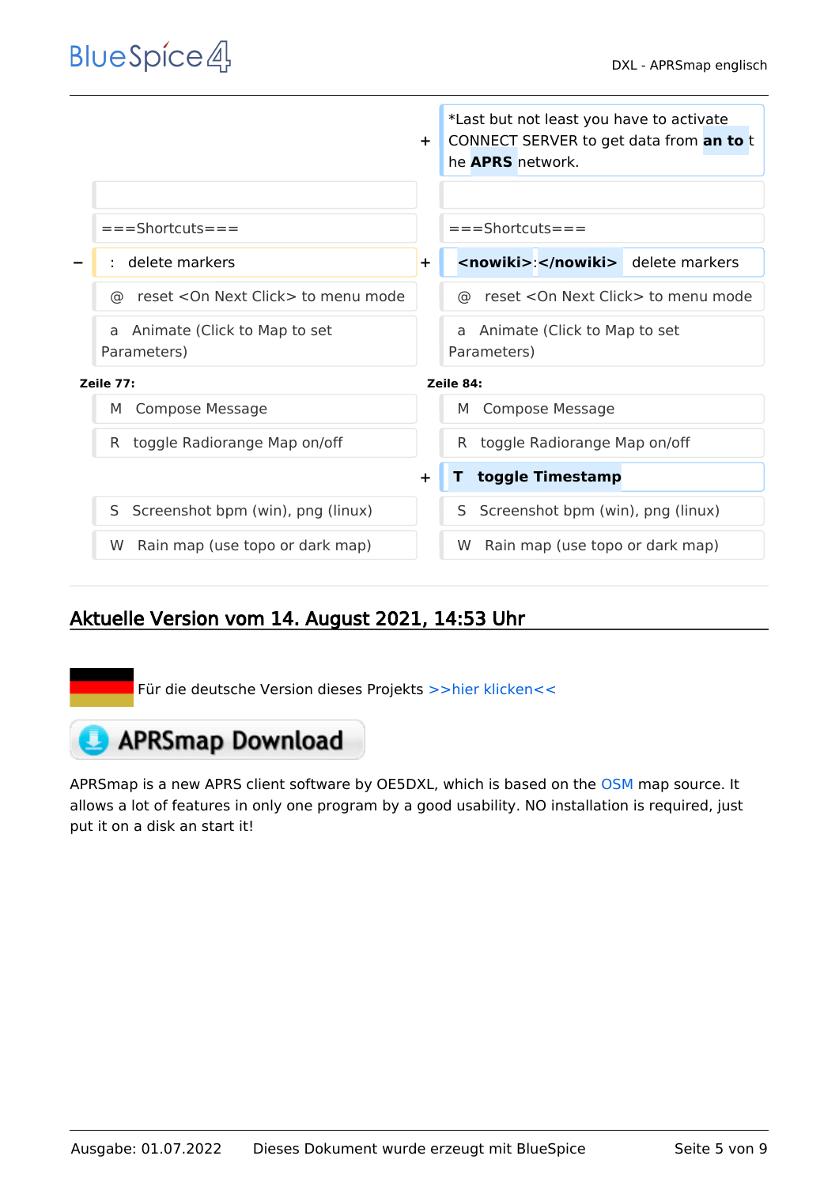| | | | |
|---|---|---|---|
| | | + | *Last but not least you have to activate CONNECT SERVER to get data from **an to** the **APRS** network. |
| | | | |
| | ===Shortcuts=== | | ===Shortcuts=== |
| − | : delete markers | + | **<nowiki>**:**</nowiki>** delete markers |
| | @ reset <On Next Click> to menu mode | | @ reset <On Next Click> to menu mode |
| | a Animate (Click to Map to set Parameters) | | a Animate (Click to Map to set Parameters) |
| | **Zeile 77:** | | **Zeile 84:** |
| | M Compose Message | | M Compose Message |
| | R toggle Radiorange Map on/off | | R toggle Radiorange Map on/off |
| | | + | **T toggle Timestamp** |
| | S Screenshot bpm (win), png (linux) | | S Screenshot bpm (win), png (linux) |
| | W Rain map (use topo or dark map) | | W Rain map (use topo or dark map) |

## Aktuelle Version vom 14. August 2021, 14:53 Uhr

Für die deutsche Version dieses Projekts >>hier klicken<<

**APRSmap Download**

APRSmap is a new APRS client software by OE5DXL, which is based on the OSM map source. It allows a lot of features in only one program by a good usability. NO installation is required, just put it on a disk an start it!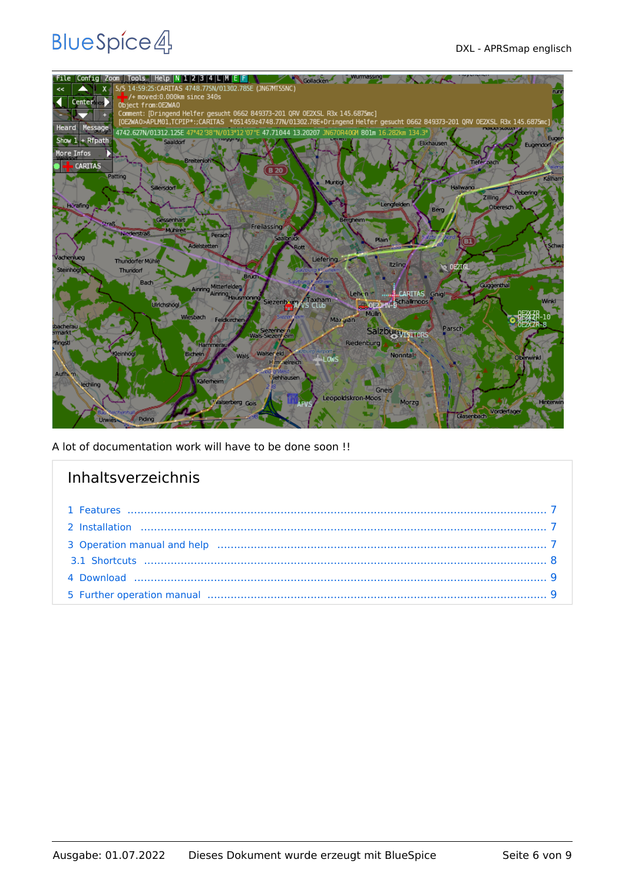A lot of documentation work will have to be done soon !!

## Inhaltsverzeichnis

1 Features ..... 7
2 Installation ..... 7
3 Operation manual and help ..... 7
  3.1 Shortcuts ..... 8
4 Download ..... 9
5 Further operation manual ..... 9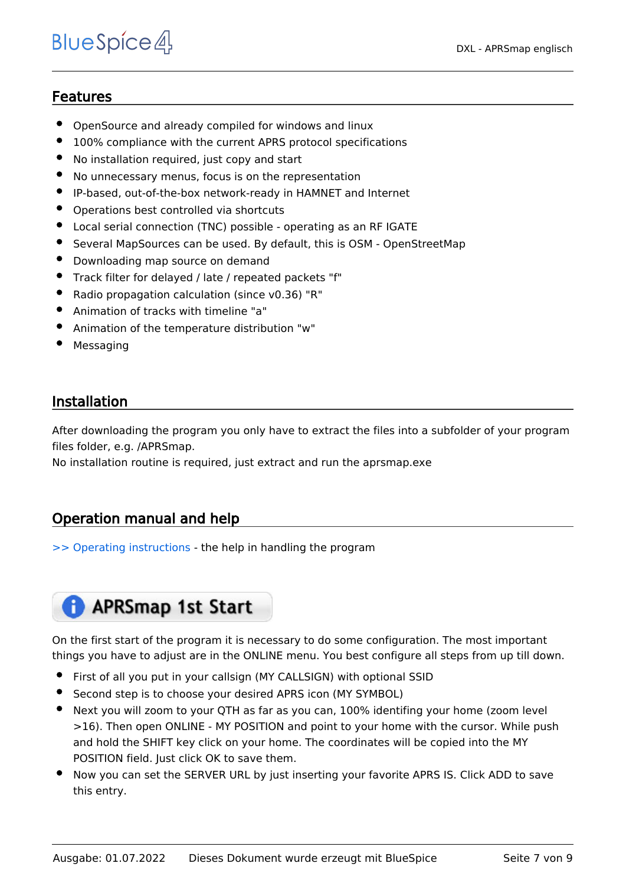## Features

- OpenSource and already compiled for windows and linux
- 100% compliance with the current APRS protocol specifications
- No installation required, just copy and start
- No unnecessary menus, focus is on the representation
- IP-based, out-of-the-box network-ready in HAMNET and Internet
- Operations best controlled via shortcuts
- Local serial connection (TNC) possible - operating as an RF IGATE
- Several MapSources can be used. By default, this is OSM - OpenStreetMap
- Downloading map source on demand
- Track filter for delayed / late / repeated packets "f"
- Radio propagation calculation (since v0.36) "R"
- Animation of tracks with timeline "a"
- Animation of the temperature distribution "w"
- Messaging

## Installation

After downloading the program you only have to extract the files into a subfolder of your program files folder, e.g. /APRSmap.
No installation routine is required, just extract and run the aprsmap.exe

## Operation manual and help

>> Operating instructions - the help in handling the program

**APRSmap 1st Start**

On the first start of the program it is necessary to do some configuration. The most important things you have to adjust are in the ONLINE menu. You best configure all steps from up till down.

- First of all you put in your callsign (MY CALLSIGN) with optional SSID
- Second step is to choose your desired APRS icon (MY SYMBOL)
- Next you will zoom to your QTH as far as you can, 100% identifing your home (zoom level >16). Then open ONLINE - MY POSITION and point to your home with the cursor. While push and hold the SHIFT key click on your home. The coordinates will be copied into the MY POSITION field. Just click OK to save them.
- Now you can set the SERVER URL by just inserting your favorite APRS IS. Click ADD to save this entry.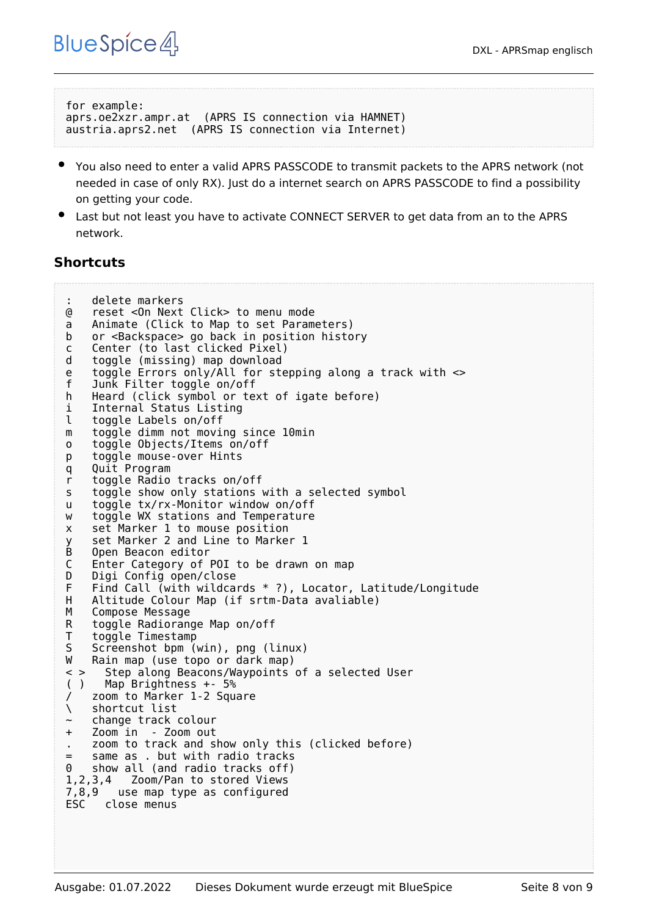```
for example:
aprs.oe2xzr.ampr.at  (APRS IS connection via HAMNET)
austria.aprs2.net  (APRS IS connection via Internet)
```

- You also need to enter a valid APRS PASSCODE to transmit packets to the APRS network (not needed in case of only RX). Just do a internet search on APRS PASSCODE to find a possibility on getting your code.
- Last but not least you have to activate CONNECT SERVER to get data from an to the APRS network.

## Shortcuts

```
:   delete markers
@   reset <On Next Click> to menu mode
a   Animate (Click to Map to set Parameters)
b   or <Backspace> go back in position history
c   Center (to last clicked Pixel)
d   toggle (missing) map download
e   toggle Errors only/All for stepping along a track with <>
f   Junk Filter toggle on/off
h   Heard (click symbol or text of igate before)
i   Internal Status Listing
l   toggle Labels on/off
m   toggle dimm not moving since 10min
o   toggle Objects/Items on/off
p   toggle mouse-over Hints
q   Quit Program
r   toggle Radio tracks on/off
s   toggle show only stations with a selected symbol
u   toggle tx/rx-Monitor window on/off
w   toggle WX stations and Temperature
x   set Marker 1 to mouse position
y   set Marker 2 and Line to Marker 1
B   Open Beacon editor
C   Enter Category of POI to be drawn on map
D   Digi Config open/close
F   Find Call (with wildcards * ?), Locator, Latitude/Longitude
H   Altitude Colour Map (if srtm-Data avaliable)
M   Compose Message
R   toggle Radiorange Map on/off
T   toggle Timestamp
S   Screenshot bpm (win), png (linux)
W   Rain map (use topo or dark map)
< >   Step along Beacons/Waypoints of a selected User
( )   Map Brightness +- 5%
/   zoom to Marker 1-2 Square
\   shortcut list
~   change track colour
+   Zoom in  - Zoom out
.   zoom to track and show only this (clicked before)
=   same as . but with radio tracks
0   show all (and radio tracks off)
1,2,3,4   Zoom/Pan to stored Views
7,8,9   use map type as configured
ESC   close menus
```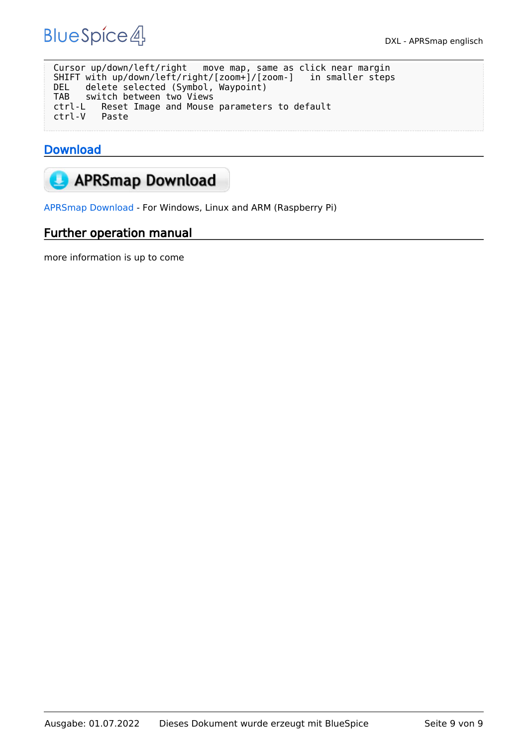```
Cursor up/down/left/right   move map, same as click near margin
SHIFT with up/down/left/right/[zoom+]/[zoom-]   in smaller steps
DEL   delete selected (Symbol, Waypoint)
TAB   switch between two Views
ctrl-L   Reset Image and Mouse parameters to default
ctrl-V   Paste
```

## Download

APRSmap Download

APRSmap Download - For Windows, Linux and ARM (Raspberry Pi)

## Further operation manual

more information is up to come